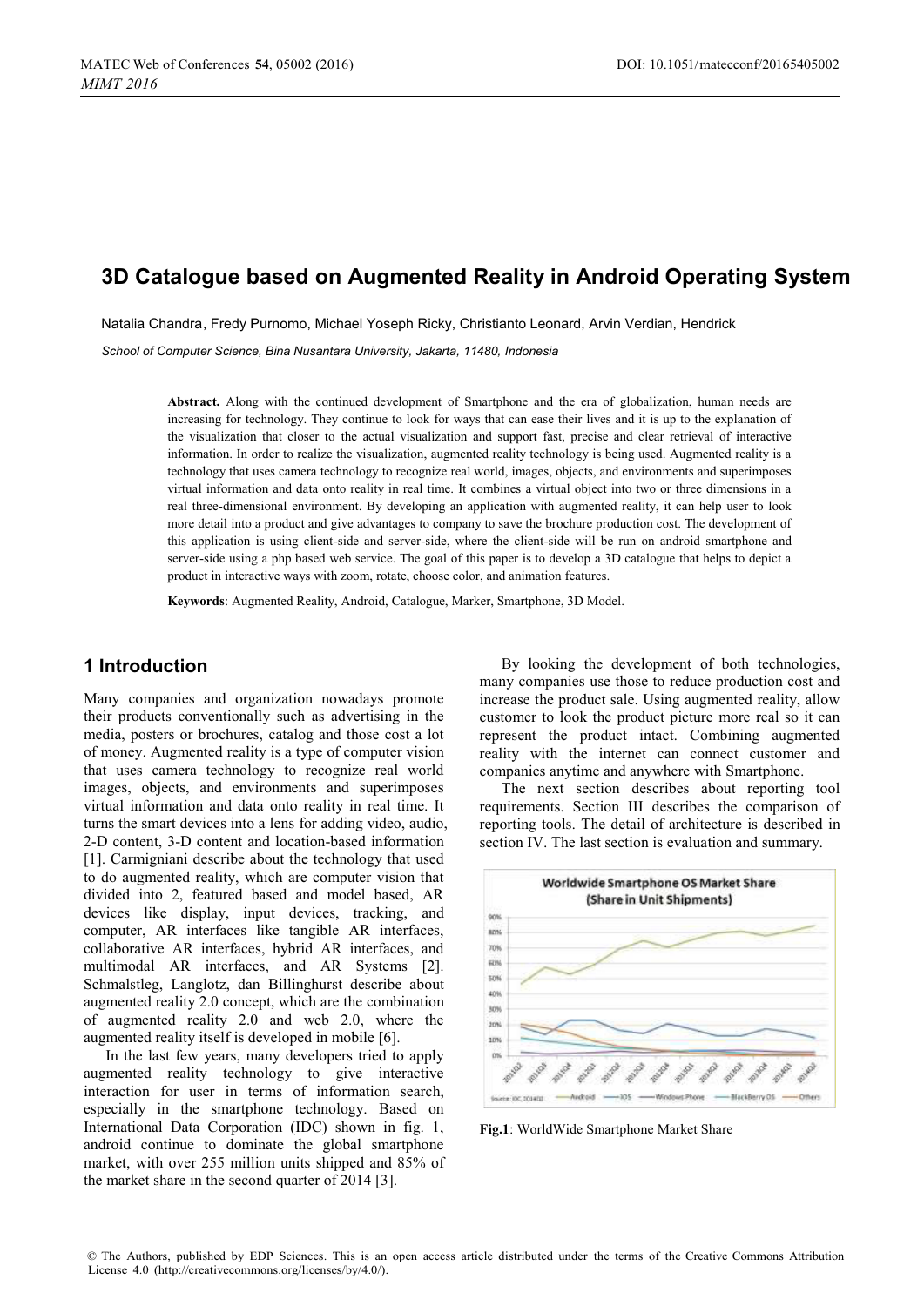# 3D Catalogue based on Augmented Reality in Android Operating System

Natalia Chandra, Fredy Purnomo, Michael Yoseph Ricky, Christianto Leonard, Arvin Verdian, Hendrick

*School of Computer Science, Bina Nusantara University, Jakarta, 11480, Indonesia*

**Abstract.** Along with the continued development of Smartphone and the era of globalization, human needs are increasing for technology. They continue to look for ways that can ease their lives and it is up to the explanation of the visualization that closer to the actual visualization and support fast, precise and clear retrieval of interactive information. In order to realize the visualization, augmented reality technology is being used. Augmented reality is a technology that uses camera technology to recognize real world, images, objects, and environments and superimposes virtual information and data onto reality in real time. It combines a virtual object into two or three dimensions in a real three-dimensional environment. By developing an application with augmented reality, it can help user to look more detail into a product and give advantages to company to save the brochure production cost. The development of this application is using client-side and server-side, where the client-side will be run on android smartphone and server-side using a php based web service. The goal of this paper is to develop a 3D catalogue that helps to depict a product in interactive ways with zoom, rotate, choose color, and animation features.

**Keywords**: Augmented Reality, Android, Catalogue, Marker, Smartphone, 3D Model.

## 1 Introduction

Many companies and organization nowadays promote their products conventionally such as advertising in the media, posters or brochures, catalog and those cost a lot of money. Augmented reality is a type of computer vision that uses camera technology to recognize real world images, objects, and environments and superimposes virtual information and data onto reality in real time. It turns the smart devices into a lens for adding video, audio, 2-D content, 3-D content and location-based information [1]. Carmigniani describe about the technology that used to do augmented reality, which are computer vision that divided into 2, featured based and model based, AR devices like display, input devices, tracking, and computer, AR interfaces like tangible AR interfaces, collaborative AR interfaces, hybrid AR interfaces, and multimodal AR interfaces, and AR Systems [2]. Schmalstleg, Langlotz, dan Billinghurst describe about augmented reality 2.0 concept, which are the combination of augmented reality 2.0 and web 2.0, where the augmented reality itself is developed in mobile [6].

In the last few years, many developers tried to apply augmented reality technology to give interactive interaction for user in terms of information search, especially in the smartphone technology. Based on International Data Corporation (IDC) shown in fig. 1, android continue to dominate the global smartphone market, with over 255 million units shipped and 85% of the market share in the second quarter of 2014 [3].

By looking the development of both technologies, many companies use those to reduce production cost and increase the product sale. Using augmented reality, allow customer to look the product picture more real so it can represent the product intact. Combining augmented reality with the internet can connect customer and companies anytime and anywhere with Smartphone.

The next section describes about reporting tool requirements. Section III describes the comparison of reporting tools. The detail of architecture is described in section IV. The last section is evaluation and summary.

Worldwide Smartphone OS Market Share
(Share in Unit Shipments)

90%
80%
70%
60%
50%
40%
30%
20%
10%
0%

Source: IDC, 2014Q2
Android
iOS
Windows Phone
BlackBerry OS
Others

**Fig.1**: WorldWide Smartphone Market Share

© The Authors, published by EDP Sciences. This is an open access article distributed under the terms of the Creative Commons Attribution License 4.0 (http://creativecommons.org/licenses/by/4.0/).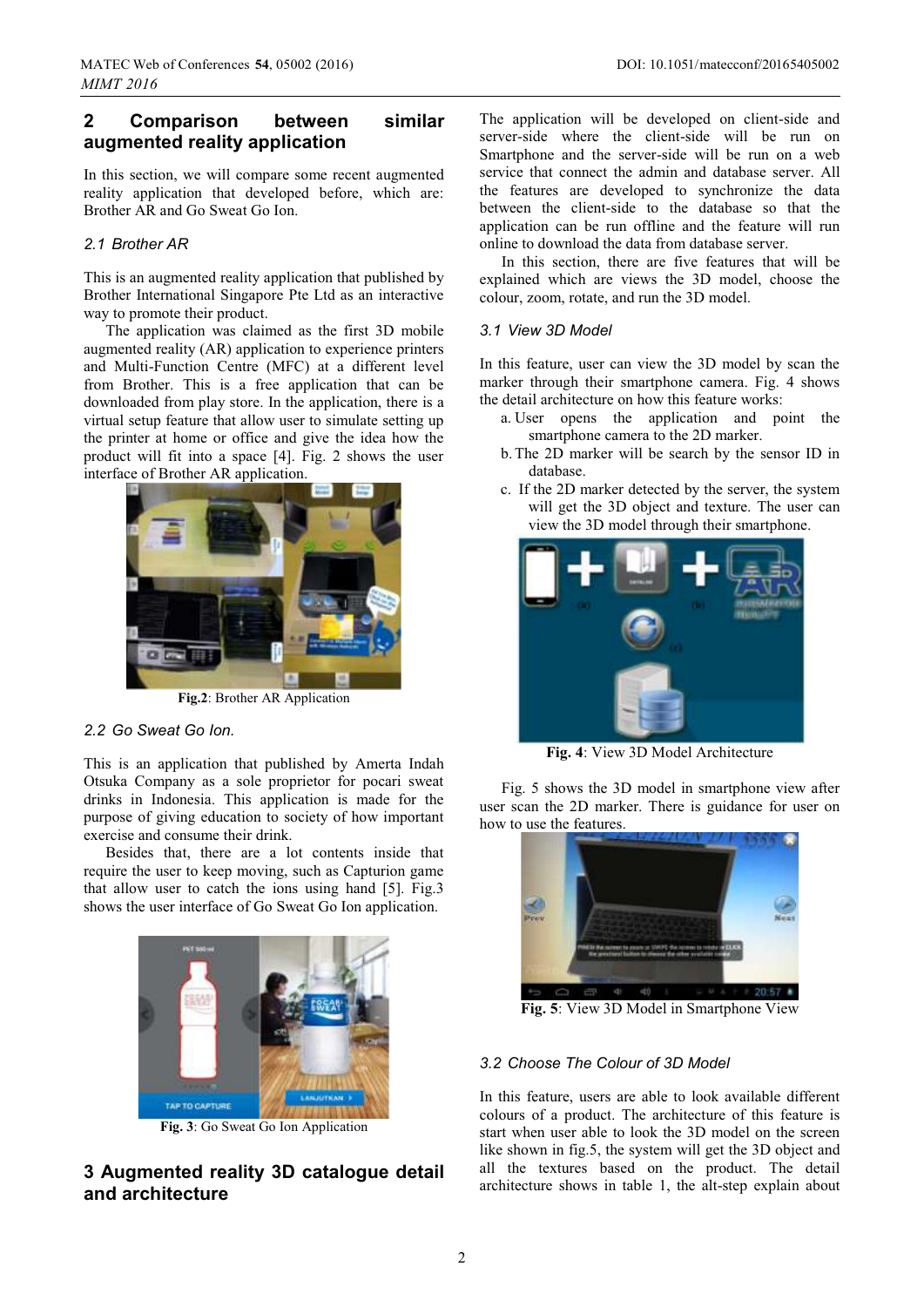## 2 Comparison between similar augmented reality application

In this section, we will compare some recent augmented reality application that developed before, which are: Brother AR and Go Sweat Go Ion.

### 2.1 Brother AR

This is an augmented reality application that published by Brother International Singapore Pte Ltd as an interactive way to promote their product.

The application was claimed as the first 3D mobile augmented reality (AR) application to experience printers and Multi-Function Centre (MFC) at a different level from Brother. This is a free application that can be downloaded from play store. In the application, there is a virtual setup feature that allow user to simulate setting up the printer at home or office and give the idea how the product will fit into a space [4]. Fig. 2 shows the user interface of Brother AR application.

**Fig.2**: Brother AR Application

### 2.2 Go Sweat Go Ion.

This is an application that published by Amerta Indah Otsuka Company as a sole proprietor for pocari sweat drinks in Indonesia. This application is made for the purpose of giving education to society of how important exercise and consume their drink.

Besides that, there are a lot contents inside that require the user to keep moving, such as Capturion game that allow user to catch the ions using hand [5]. Fig.3 shows the user interface of Go Sweat Go Ion application.

**Fig. 3**: Go Sweat Go Ion Application

## 3 Augmented reality 3D catalogue detail and architecture

The application will be developed on client-side and server-side where the client-side will be run on Smartphone and the server-side will be run on a web service that connect the admin and database server. All the features are developed to synchronize the data between the client-side to the database so that the application can be run offline and the feature will run online to download the data from database server.

In this section, there are five features that will be explained which are views the 3D model, choose the colour, zoom, rotate, and run the 3D model.

### 3.1 View 3D Model

In this feature, user can view the 3D model by scan the marker through their smartphone camera. Fig. 4 shows the detail architecture on how this feature works:

a. User opens the application and point the smartphone camera to the 2D marker.
b. The 2D marker will be search by the sensor ID in database.
c. If the 2D marker detected by the server, the system will get the 3D object and texture. The user can view the 3D model through their smartphone.

**Fig. 4**: View 3D Model Architecture

Fig. 5 shows the 3D model in smartphone view after user scan the 2D marker. There is guidance for user on how to use the features.

**Fig. 5**: View 3D Model in Smartphone View

### 3.2 Choose The Colour of 3D Model

In this feature, users are able to look available different colours of a product. The architecture of this feature is start when user able to look the 3D model on the screen like shown in fig.5, the system will get the 3D object and all the textures based on the product. The detail architecture shows in table 1, the alt-step explain about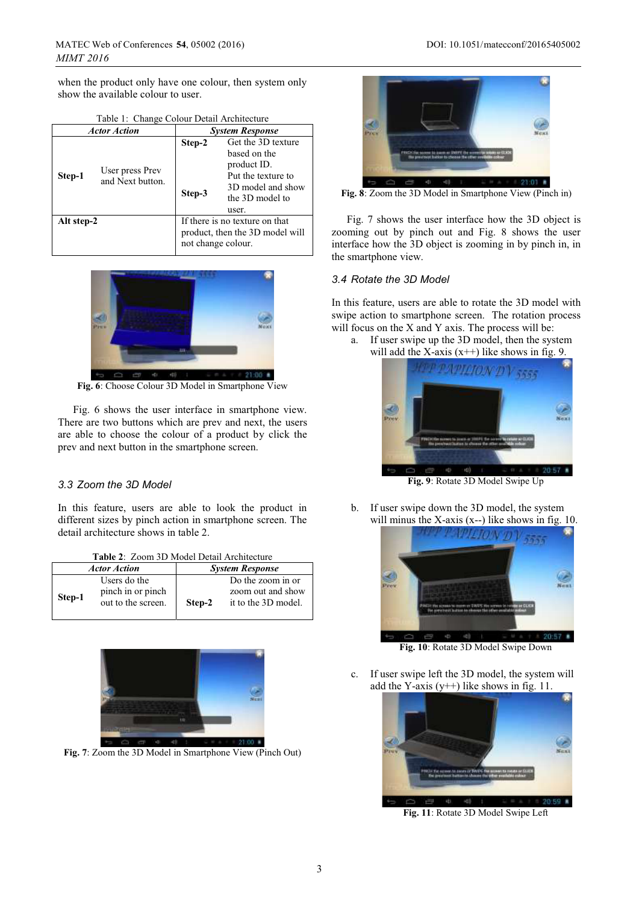when the product only have one colour, then system only show the available colour to user.

Table 1: Change Colour Detail Architecture

| Actor Action | | System Response | |
|---|---|---|---|
| Step-1 | User press Prev and Next button. | Step-2 | Get the 3D texture based on the product ID. |
| | | Step-3 | Put the texture to 3D model and show the 3D model to user. |
| Alt step-2 | | If there is no texture on that product, then the 3D model will not change colour. | |

Fig. 6: Choose Colour 3D Model in Smartphone View

Fig. 6 shows the user interface in smartphone view. There are two buttons which are prev and next, the users are able to choose the colour of a product by click the prev and next button in the smartphone screen.

### 3.3 Zoom the 3D Model

In this feature, users are able to look the product in different sizes by pinch action in smartphone screen. The detail architecture shows in table 2.

**Table 2**: Zoom 3D Model Detail Architecture

| Actor Action | | System Response | |
|---|---|---|---|
| Step-1 | Users do the pinch in or pinch out to the screen. | Step-2 | Do the zoom in or zoom out and show it to the 3D model. |

Fig. 7: Zoom the 3D Model in Smartphone View (Pinch Out)

Fig. 8: Zoom the 3D Model in Smartphone View (Pinch in)

Fig. 7 shows the user interface how the 3D object is zooming out by pinch out and Fig. 8 shows the user interface how the 3D object is zooming in by pinch in, in the smartphone view.

### 3.4 Rotate the 3D Model

In this feature, users are able to rotate the 3D model with swipe action to smartphone screen. The rotation process will focus on the X and Y axis. The process will be:

a. If user swipe up the 3D model, then the system will add the X-axis (x++) like shows in fig. 9.

Fig. 9: Rotate 3D Model Swipe Up

b. If user swipe down the 3D model, the system will minus the X-axis (x--) like shows in fig. 10.

Fig. 10: Rotate 3D Model Swipe Down

c. If user swipe left the 3D model, the system will add the Y-axis (y++) like shows in fig. 11.

Fig. 11: Rotate 3D Model Swipe Left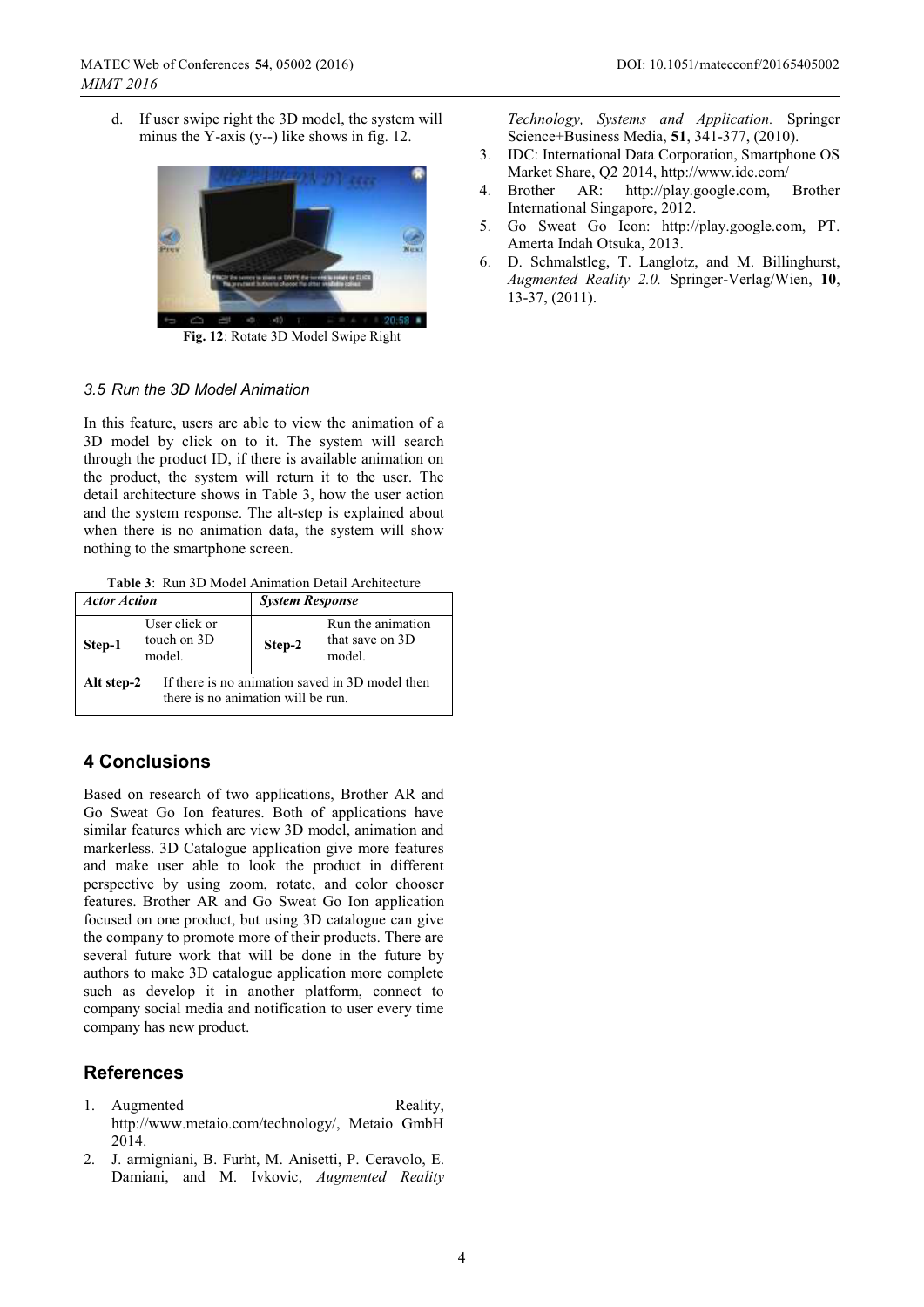d. If user swipe right the 3D model, the system will minus the Y-axis (y--) like shows in fig. 12.

**Fig. 12**: Rotate 3D Model Swipe Right

### *3.5 Run the 3D Model Animation*

In this feature, users are able to view the animation of a 3D model by click on to it. The system will search through the product ID, if there is available animation on the product, the system will return it to the user. The detail architecture shows in Table 3, how the user action and the system response. The alt-step is explained about when there is no animation data, the system will show nothing to the smartphone screen.

**Table 3**: Run 3D Model Animation Detail Architecture

| ***Actor Action*** | | ***System Response*** | |
|---|---|---|---|
| **Step-1** | User click or touch on 3D model. | **Step-2** | Run the animation that save on 3D model. |
| **Alt step-2** | If there is no animation saved in 3D model then there is no animation will be run. | | |

## 4 Conclusions

Based on research of two applications, Brother AR and Go Sweat Go Ion features. Both of applications have similar features which are view 3D model, animation and markerless. 3D Catalogue application give more features and make user able to look the product in different perspective by using zoom, rotate, and color chooser features. Brother AR and Go Sweat Go Ion application focused on one product, but using 3D catalogue can give the company to promote more of their products. There are several future work that will be done in the future by authors to make 3D catalogue application more complete such as develop it in another platform, connect to company social media and notification to user every time company has new product.

## References

1. Augmented Reality, http://www.metaio.com/technology/, Metaio GmbH 2014.
2. J. armigniani, B. Furht, M. Anisetti, P. Ceravolo, E. Damiani, and M. Ivkovic, *Augmented Reality Technology, Systems and Application.* Springer Science+Business Media, **51**, 341-377, (2010).
3. IDC: International Data Corporation, Smartphone OS Market Share, Q2 2014, http://www.idc.com/
4. Brother AR: http://play.google.com, Brother International Singapore, 2012.
5. Go Sweat Go Icon: http://play.google.com, PT. Amerta Indah Otsuka, 2013.
6. D. Schmalstleg, T. Langlotz, and M. Billinghurst, *Augmented Reality 2.0.* Springer-Verlag/Wien, **10**, 13-37, (2011).